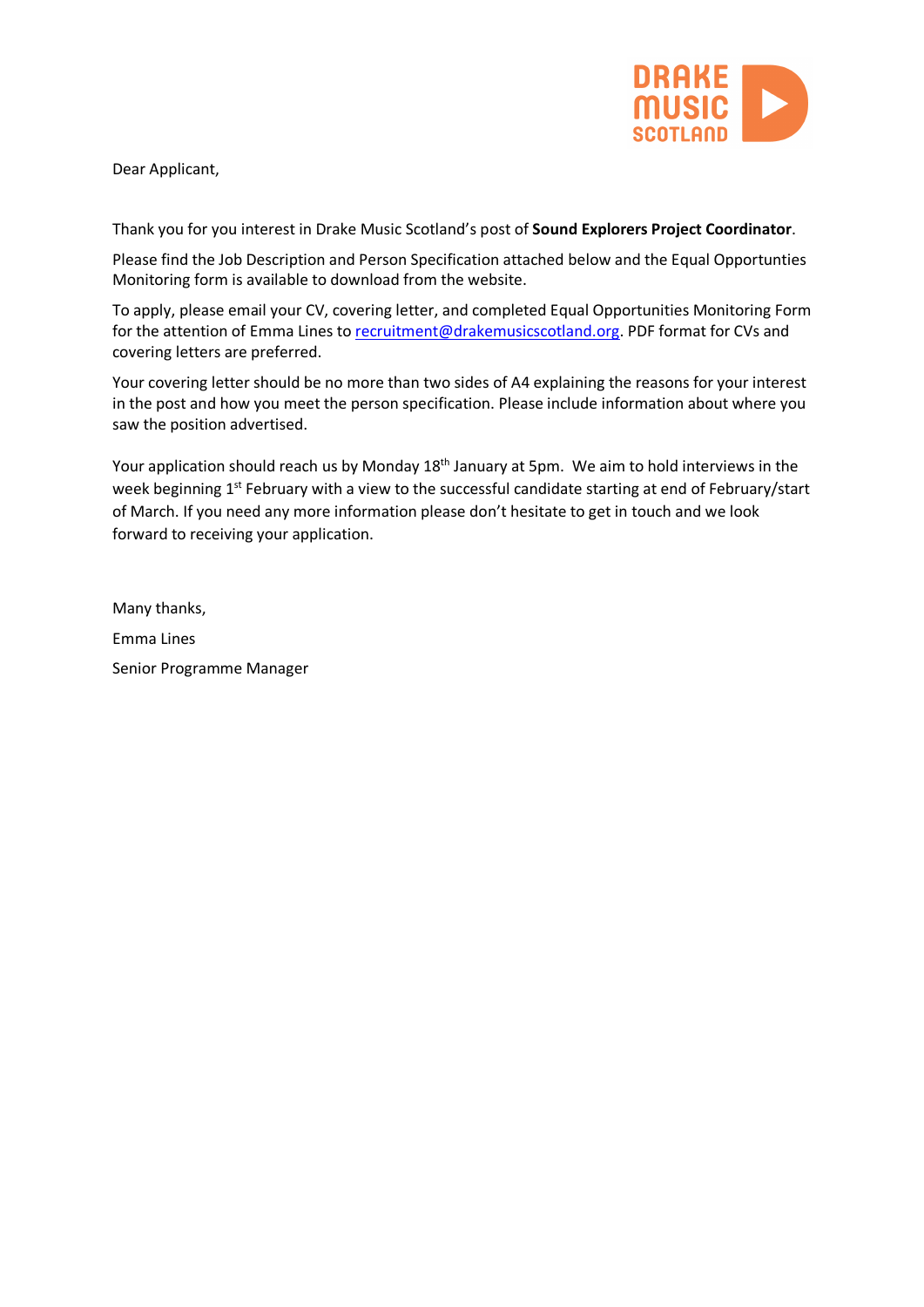Dear Applicant,

Thank you for you interest in Drake Music Scotland's post of **Sound Explorers Project Coordinator**.

Please find the Job Description and Person Specification attached below and the Equal Opportunties Monitoring form is available to download from the website.

To apply, please email your CV, covering letter, and completed Equal Opportunities Monitoring Form for the attention of Emma Lines to recruitment@drakemusicscotland.org. PDF format for CVs and covering letters are preferred.

Your covering letter should be no more than two sides of A4 explaining the reasons for your interest in the post and how you meet the person specification. Please include information about where you saw the position advertised.

Your application should reach us by Monday 18th January at 5pm. We aim to hold interviews in the week beginning 1st February with a view to the successful candidate starting at end of February/start of March. If you need any more information please don't hesitate to get in touch and we look forward to receiving your application.

Many thanks,

Emma Lines

Senior Programme Manager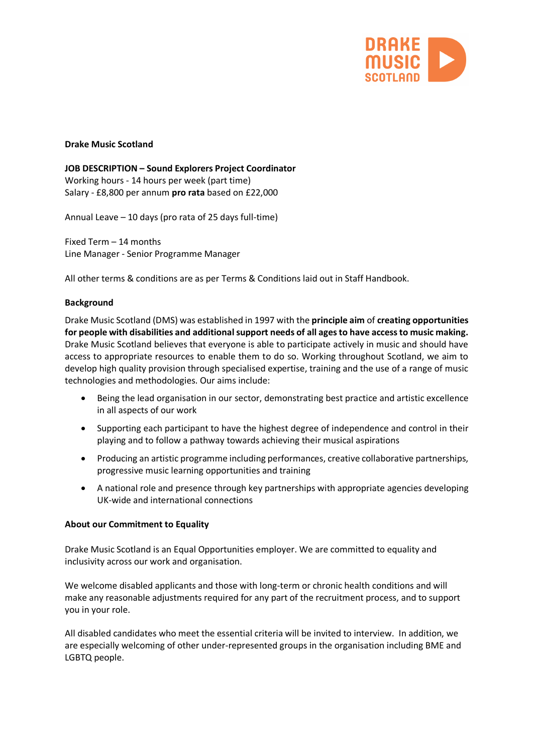**Drake Music Scotland**

**JOB DESCRIPTION – Sound Explorers Project Coordinator**
Working hours - 14 hours per week (part time)
Salary - £8,800 per annum **pro rata** based on £22,000

Annual Leave – 10 days (pro rata of 25 days full-time)

Fixed Term – 14 months
Line Manager - Senior Programme Manager

All other terms & conditions are as per Terms & Conditions laid out in Staff Handbook.

**Background**

Drake Music Scotland (DMS) was established in 1997 with the **principle aim** of **creating opportunities for people with disabilities and additional support needs of all ages to have access to music making.** Drake Music Scotland believes that everyone is able to participate actively in music and should have access to appropriate resources to enable them to do so. Working throughout Scotland, we aim to develop high quality provision through specialised expertise, training and the use of a range of music technologies and methodologies. Our aims include:

- Being the lead organisation in our sector, demonstrating best practice and artistic excellence in all aspects of our work
- Supporting each participant to have the highest degree of independence and control in their playing and to follow a pathway towards achieving their musical aspirations
- Producing an artistic programme including performances, creative collaborative partnerships, progressive music learning opportunities and training
- A national role and presence through key partnerships with appropriate agencies developing UK-wide and international connections

**About our Commitment to Equality**

Drake Music Scotland is an Equal Opportunities employer. We are committed to equality and inclusivity across our work and organisation.

We welcome disabled applicants and those with long-term or chronic health conditions and will make any reasonable adjustments required for any part of the recruitment process, and to support you in your role.

All disabled candidates who meet the essential criteria will be invited to interview. In addition, we are especially welcoming of other under-represented groups in the organisation including BME and LGBTQ people.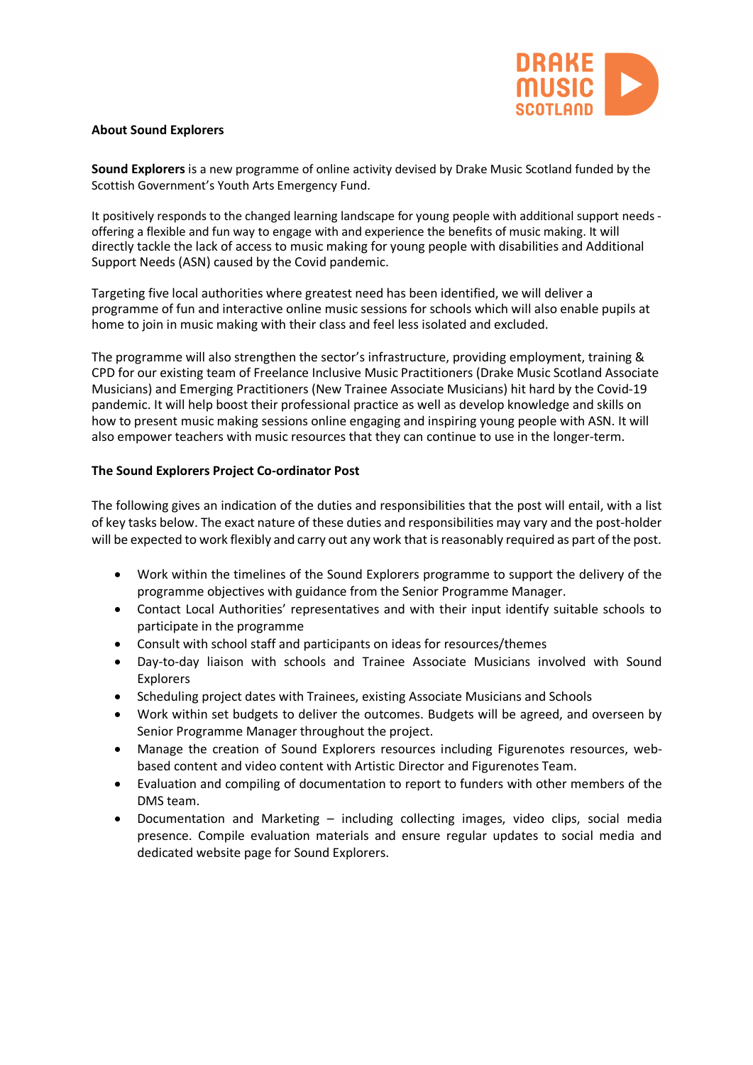## About Sound Explorers

**Sound Explorers** is a new programme of online activity devised by Drake Music Scotland funded by the Scottish Government's Youth Arts Emergency Fund.

It positively responds to the changed learning landscape for young people with additional support needs - offering a flexible and fun way to engage with and experience the benefits of music making. It will directly tackle the lack of access to music making for young people with disabilities and Additional Support Needs (ASN) caused by the Covid pandemic.

Targeting five local authorities where greatest need has been identified, we will deliver a programme of fun and interactive online music sessions for schools which will also enable pupils at home to join in music making with their class and feel less isolated and excluded.

The programme will also strengthen the sector's infrastructure, providing employment, training & CPD for our existing team of Freelance Inclusive Music Practitioners (Drake Music Scotland Associate Musicians) and Emerging Practitioners (New Trainee Associate Musicians) hit hard by the Covid-19 pandemic. It will help boost their professional practice as well as develop knowledge and skills on how to present music making sessions online engaging and inspiring young people with ASN. It will also empower teachers with music resources that they can continue to use in the longer-term.

## The Sound Explorers Project Co-ordinator Post

The following gives an indication of the duties and responsibilities that the post will entail, with a list of key tasks below. The exact nature of these duties and responsibilities may vary and the post-holder will be expected to work flexibly and carry out any work that is reasonably required as part of the post.

- Work within the timelines of the Sound Explorers programme to support the delivery of the programme objectives with guidance from the Senior Programme Manager.
- Contact Local Authorities' representatives and with their input identify suitable schools to participate in the programme
- Consult with school staff and participants on ideas for resources/themes
- Day-to-day liaison with schools and Trainee Associate Musicians involved with Sound Explorers
- Scheduling project dates with Trainees, existing Associate Musicians and Schools
- Work within set budgets to deliver the outcomes. Budgets will be agreed, and overseen by Senior Programme Manager throughout the project.
- Manage the creation of Sound Explorers resources including Figurenotes resources, web-based content and video content with Artistic Director and Figurenotes Team.
- Evaluation and compiling of documentation to report to funders with other members of the DMS team.
- Documentation and Marketing – including collecting images, video clips, social media presence. Compile evaluation materials and ensure regular updates to social media and dedicated website page for Sound Explorers.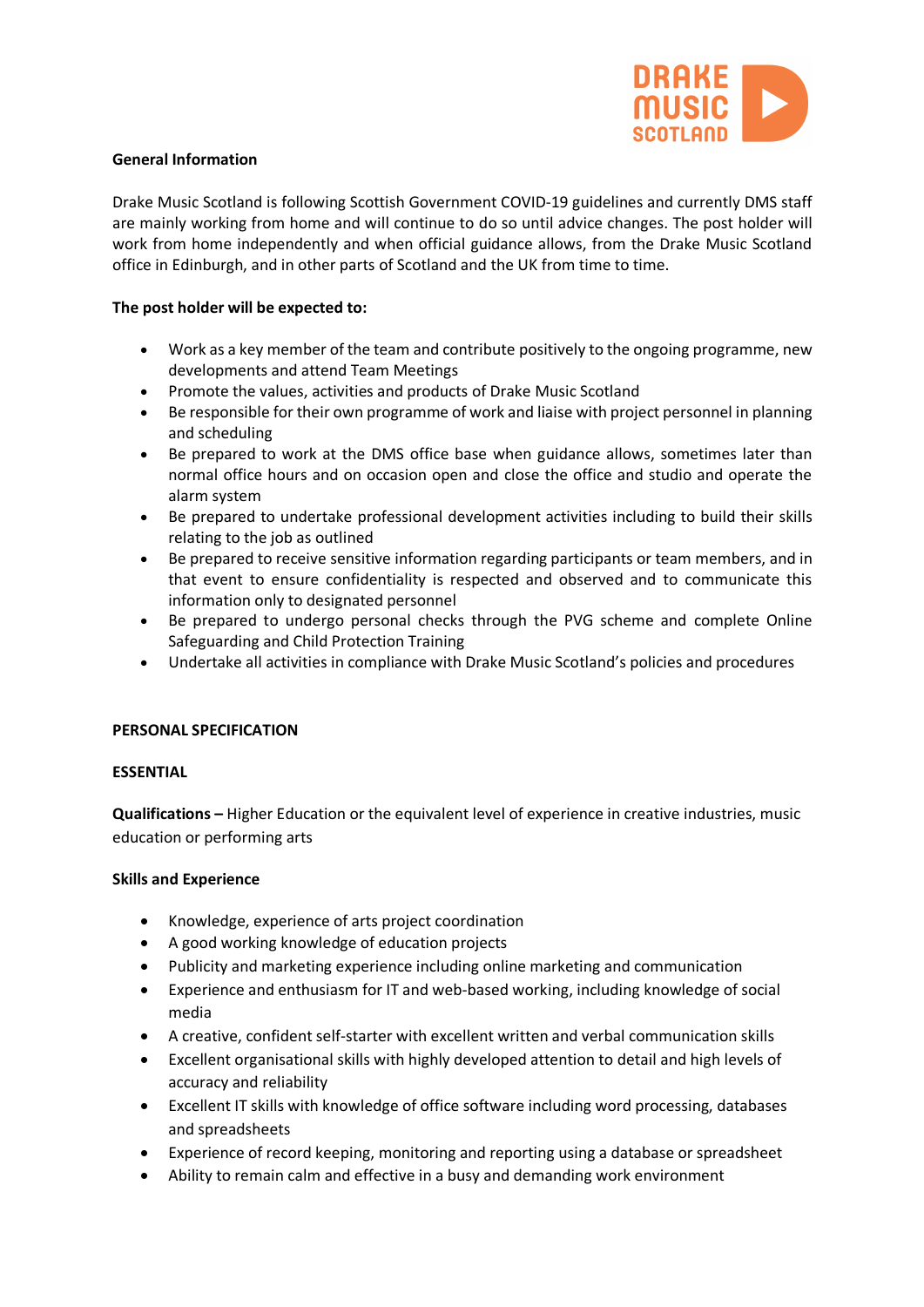**General Information**

Drake Music Scotland is following Scottish Government COVID-19 guidelines and currently DMS staff are mainly working from home and will continue to do so until advice changes. The post holder will work from home independently and when official guidance allows, from the Drake Music Scotland office in Edinburgh, and in other parts of Scotland and the UK from time to time.

**The post holder will be expected to:**

- Work as a key member of the team and contribute positively to the ongoing programme, new developments and attend Team Meetings
- Promote the values, activities and products of Drake Music Scotland
- Be responsible for their own programme of work and liaise with project personnel in planning and scheduling
- Be prepared to work at the DMS office base when guidance allows, sometimes later than normal office hours and on occasion open and close the office and studio and operate the alarm system
- Be prepared to undertake professional development activities including to build their skills relating to the job as outlined
- Be prepared to receive sensitive information regarding participants or team members, and in that event to ensure confidentiality is respected and observed and to communicate this information only to designated personnel
- Be prepared to undergo personal checks through the PVG scheme and complete Online Safeguarding and Child Protection Training
- Undertake all activities in compliance with Drake Music Scotland's policies and procedures

**PERSONAL SPECIFICATION**

**ESSENTIAL**

**Qualifications –** Higher Education or the equivalent level of experience in creative industries, music education or performing arts

**Skills and Experience**

- Knowledge, experience of arts project coordination
- A good working knowledge of education projects
- Publicity and marketing experience including online marketing and communication
- Experience and enthusiasm for IT and web-based working, including knowledge of social media
- A creative, confident self-starter with excellent written and verbal communication skills
- Excellent organisational skills with highly developed attention to detail and high levels of accuracy and reliability
- Excellent IT skills with knowledge of office software including word processing, databases and spreadsheets
- Experience of record keeping, monitoring and reporting using a database or spreadsheet
- Ability to remain calm and effective in a busy and demanding work environment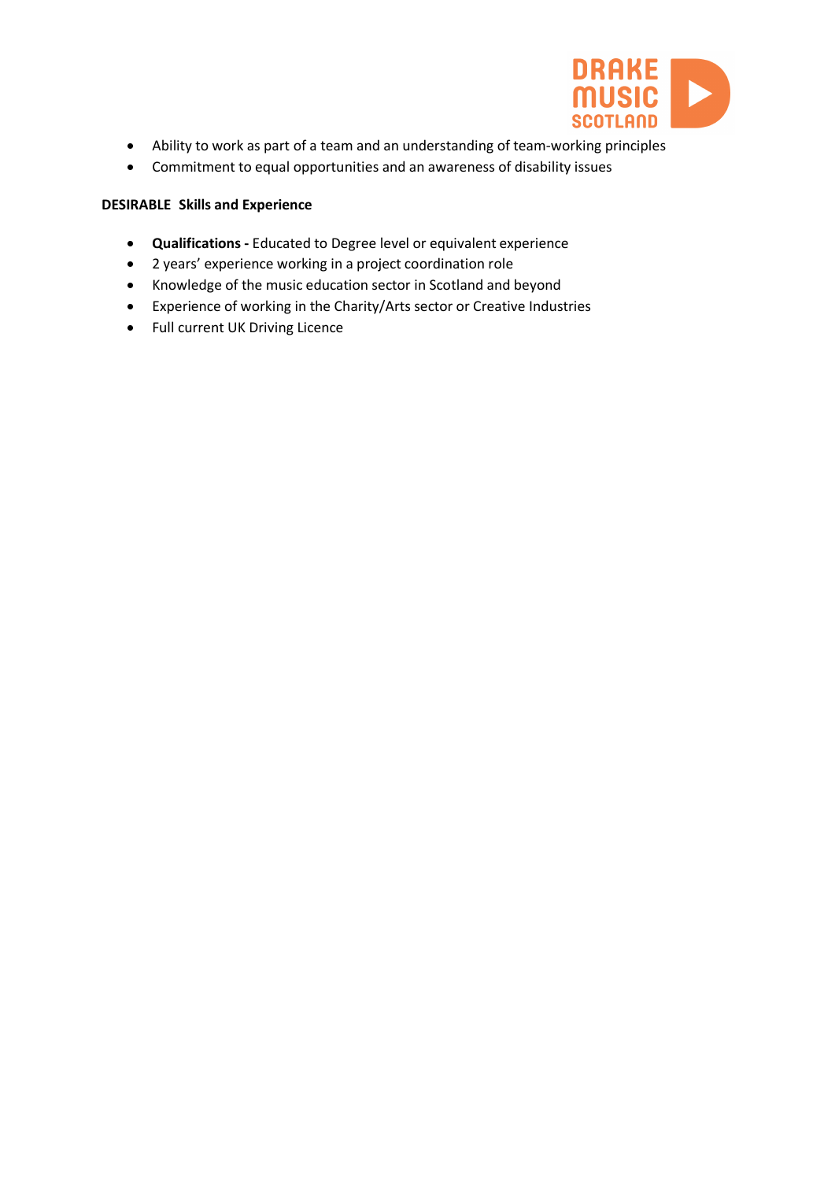- Ability to work as part of a team and an understanding of team-working principles
- Commitment to equal opportunities and an awareness of disability issues

**DESIRABLE Skills and Experience**

- **Qualifications -** Educated to Degree level or equivalent experience
- 2 years' experience working in a project coordination role
- Knowledge of the music education sector in Scotland and beyond
- Experience of working in the Charity/Arts sector or Creative Industries
- Full current UK Driving Licence